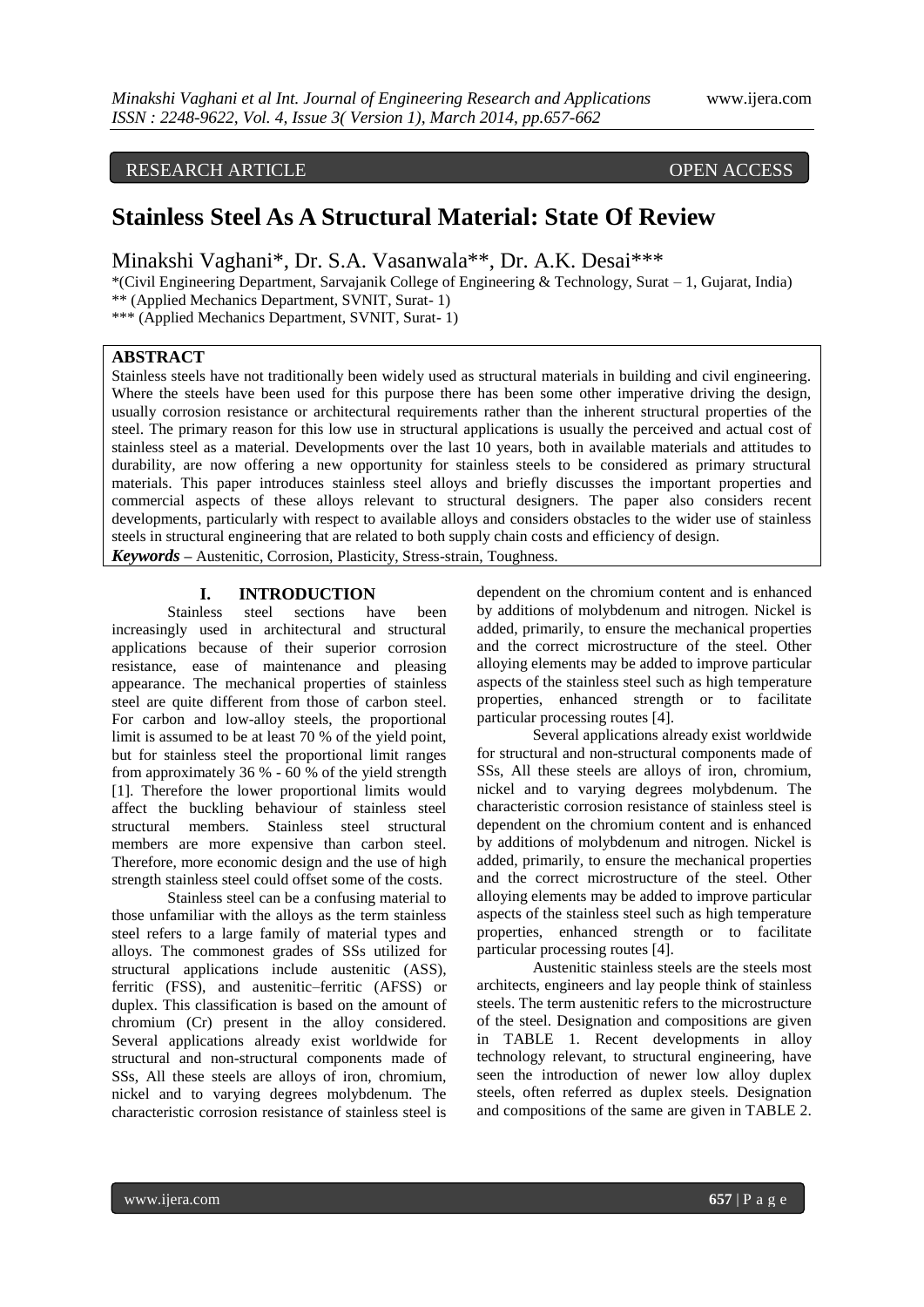RESEARCH ARTICLE OPEN ACCESS

# Stainless Steel As A Structural Material: State Of Review

Minakshi Vaghani*, Dr. S.A. Vasanwala**, Dr. A.K. Desai***

*(Civil Engineering Department, Sarvajanik College of Engineering & Technology, Surat – 1, Gujarat, India)
** (Applied Mechanics Department, SVNIT, Surat- 1)
*** (Applied Mechanics Department, SVNIT, Surat- 1)

## ABSTRACT

Stainless steels have not traditionally been widely used as structural materials in building and civil engineering. Where the steels have been used for this purpose there has been some other imperative driving the design, usually corrosion resistance or architectural requirements rather than the inherent structural properties of the steel. The primary reason for this low use in structural applications is usually the perceived and actual cost of stainless steel as a material. Developments over the last 10 years, both in available materials and attitudes to durability, are now offering a new opportunity for stainless steels to be considered as primary structural materials. This paper introduces stainless steel alloys and briefly discusses the important properties and commercial aspects of these alloys relevant to structural designers. The paper also considers recent developments, particularly with respect to available alloys and considers obstacles to the wider use of stainless steels in structural engineering that are related to both supply chain costs and efficiency of design.

***Keywords*** – Austenitic, Corrosion, Plasticity, Stress-strain, Toughness.

## I. INTRODUCTION

Stainless steel sections have been increasingly used in architectural and structural applications because of their superior corrosion resistance, ease of maintenance and pleasing appearance. The mechanical properties of stainless steel are quite different from those of carbon steel. For carbon and low-alloy steels, the proportional limit is assumed to be at least 70 % of the yield point, but for stainless steel the proportional limit ranges from approximately 36 % - 60 % of the yield strength [1]. Therefore the lower proportional limits would affect the buckling behaviour of stainless steel structural members. Stainless steel structural members are more expensive than carbon steel. Therefore, more economic design and the use of high strength stainless steel could offset some of the costs.

Stainless steel can be a confusing material to those unfamiliar with the alloys as the term stainless steel refers to a large family of material types and alloys. The commonest grades of SSs utilized for structural applications include austenitic (ASS), ferritic (FSS), and austenitic–ferritic (AFSS) or duplex. This classification is based on the amount of chromium (Cr) present in the alloy considered. Several applications already exist worldwide for structural and non-structural components made of SSs, All these steels are alloys of iron, chromium, nickel and to varying degrees molybdenum. The characteristic corrosion resistance of stainless steel is dependent on the chromium content and is enhanced by additions of molybdenum and nitrogen. Nickel is added, primarily, to ensure the mechanical properties and the correct microstructure of the steel. Other alloying elements may be added to improve particular aspects of the stainless steel such as high temperature properties, enhanced strength or to facilitate particular processing routes [4].

Several applications already exist worldwide for structural and non-structural components made of SSs, All these steels are alloys of iron, chromium, nickel and to varying degrees molybdenum. The characteristic corrosion resistance of stainless steel is dependent on the chromium content and is enhanced by additions of molybdenum and nitrogen. Nickel is added, primarily, to ensure the mechanical properties and the correct microstructure of the steel. Other alloying elements may be added to improve particular aspects of the stainless steel such as high temperature properties, enhanced strength or to facilitate particular processing routes [4].

Austenitic stainless steels are the steels most architects, engineers and lay people think of stainless steels. The term austenitic refers to the microstructure of the steel. Designation and compositions are given in TABLE 1. Recent developments in alloy technology relevant, to structural engineering, have seen the introduction of newer low alloy duplex steels, often referred as duplex steels. Designation and compositions of the same are given in TABLE 2.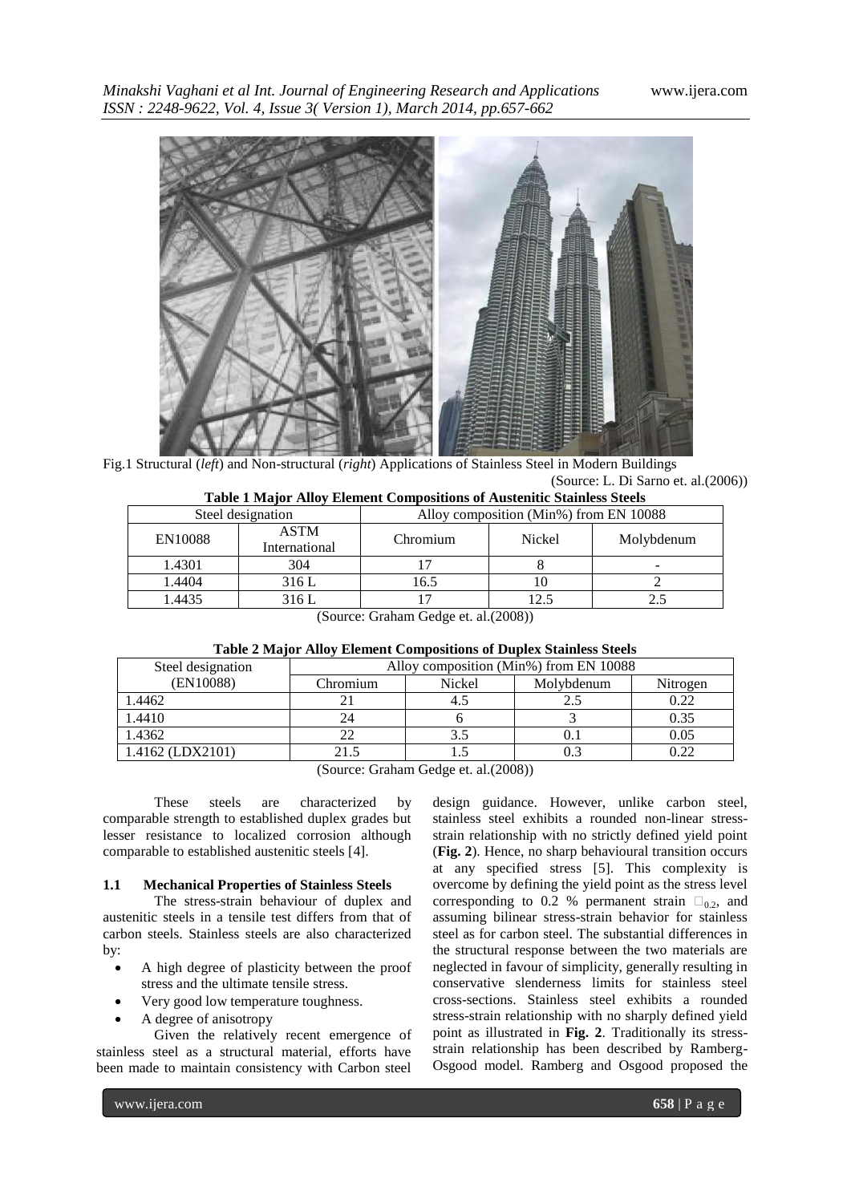Fig.1 Structural (*left*) and Non-structural (*right*) Applications of Stainless Steel in Modern Buildings

(Source: L. Di Sarno et. al.(2006))

**Table 1 Major Alloy Element Compositions of Austenitic Stainless Steels**

| Steel designation | | Alloy composition (Min%) from EN 10088 | | |
|---|---|---|---|---|
| EN10088 | ASTM International | Chromium | Nickel | Molybdenum |
| 1.4301 | 304 | 17 | 8 | - |
| 1.4404 | 316 L | 16.5 | 10 | 2 |
| 1.4435 | 316 L | 17 | 12.5 | 2.5 |

(Source: Graham Gedge et. al.(2008))

**Table 2 Major Alloy Element Compositions of Duplex Stainless Steels**

| Steel designation (EN10088) | Alloy composition (Min%) from EN 10088 | | | |
|---|---|---|---|---|
| | Chromium | Nickel | Molybdenum | Nitrogen |
| 1.4462 | 21 | 4.5 | 2.5 | 0.22 |
| 1.4410 | 24 | 6 | 3 | 0.35 |
| 1.4362 | 22 | 3.5 | 0.1 | 0.05 |
| 1.4162 (LDX2101) | 21.5 | 1.5 | 0.3 | 0.22 |

(Source: Graham Gedge et. al.(2008))

These steels are characterized by comparable strength to established duplex grades but lesser resistance to localized corrosion although comparable to established austenitic steels [4].

### 1.1 Mechanical Properties of Stainless Steels

The stress-strain behaviour of duplex and austenitic steels in a tensile test differs from that of carbon steels. Stainless steels are also characterized by:

- A high degree of plasticity between the proof stress and the ultimate tensile stress.
- Very good low temperature toughness.
- A degree of anisotropy

Given the relatively recent emergence of stainless steel as a structural material, efforts have been made to maintain consistency with Carbon steel design guidance. However, unlike carbon steel, stainless steel exhibits a rounded non-linear stress-strain relationship with no strictly defined yield point (**Fig. 2**). Hence, no sharp behavioural transition occurs at any specified stress [5]. This complexity is overcome by defining the yield point as the stress level corresponding to 0.2 % permanent strain $\sigma_{0.2}$, and assuming bilinear stress-strain behavior for stainless steel as for carbon steel. The substantial differences in the structural response between the two materials are neglected in favour of simplicity, generally resulting in conservative slenderness limits for stainless steel cross-sections. Stainless steel exhibits a rounded stress-strain relationship with no sharply defined yield point as illustrated in **Fig. 2**. Traditionally its stress-strain relationship has been described by Ramberg-Osgood model. Ramberg and Osgood proposed the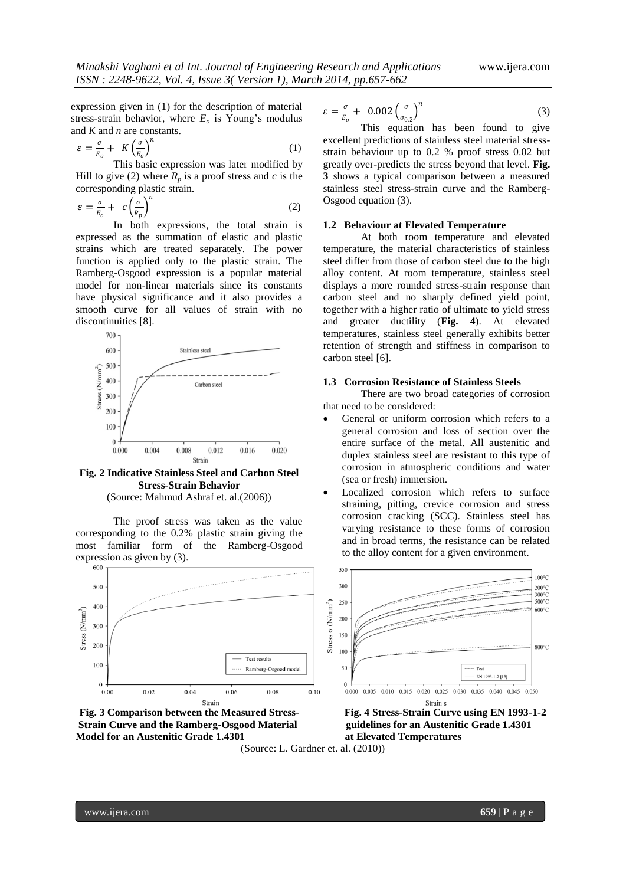expression given in (1) for the description of material stress-strain behavior, where $E_o$ is Young's modulus and *K* and *n* are constants.

$$\varepsilon = \frac{\sigma}{E_o} + K\left(\frac{\sigma}{E_o}\right)^n \quad (1)$$

This basic expression was later modified by Hill to give (2) where $R_p$ is a proof stress and *c* is the corresponding plastic strain.

$$\varepsilon = \frac{\sigma}{E_o} + c\left(\frac{\sigma}{R_p}\right)^n \quad (2)$$

In both expressions, the total strain is expressed as the summation of elastic and plastic strains which are treated separately. The power function is applied only to the plastic strain. The Ramberg-Osgood expression is a popular material model for non-linear materials since its constants have physical significance and it also provides a smooth curve for all values of strain with no discontinuities [8].

**Fig. 2 Indicative Stainless Steel and Carbon Steel Stress-Strain Behavior**
(Source: Mahmud Ashraf et. al.(2006))

The proof stress was taken as the value corresponding to the 0.2% plastic strain giving the most familiar form of the Ramberg-Osgood expression as given by (3).

$$\varepsilon = \frac{\sigma}{E_o} + 0.002\left(\frac{\sigma}{\sigma_{0.2}}\right)^n \quad (3)$$

This equation has been found to give excellent predictions of stainless steel material stress-strain behaviour up to 0.2 % proof stress 0.02 but greatly over-predicts the stress beyond that level. **Fig. 3** shows a typical comparison between a measured stainless steel stress-strain curve and the Ramberg-Osgood equation (3).

### 1.2 Behaviour at Elevated Temperature

At both room temperature and elevated temperature, the material characteristics of stainless steel differ from those of carbon steel due to the high alloy content. At room temperature, stainless steel displays a more rounded stress-strain response than carbon steel and no sharply defined yield point, together with a higher ratio of ultimate to yield stress and greater ductility (**Fig. 4**). At elevated temperatures, stainless steel generally exhibits better retention of strength and stiffness in comparison to carbon steel [6].

### 1.3 Corrosion Resistance of Stainless Steels

There are two broad categories of corrosion that need to be considered:

- General or uniform corrosion which refers to a general corrosion and loss of section over the entire surface of the metal. All austenitic and duplex stainless steel are resistant to this type of corrosion in atmospheric conditions and water (sea or fresh) immersion.
- Localized corrosion which refers to surface straining, pitting, crevice corrosion and stress corrosion cracking (SCC). Stainless steel has varying resistance to these forms of corrosion and in broad terms, the resistance can be related to the alloy content for a given environment.

**Fig. 3 Comparison between the Measured Stress-Strain Curve and the Ramberg-Osgood Material Model for an Austenitic Grade 1.4301**

**Fig. 4 Stress-Strain Curve using EN 1993-1-2 guidelines for an Austenitic Grade 1.4301 at Elevated Temperatures**

(Source: L. Gardner et. al. (2010))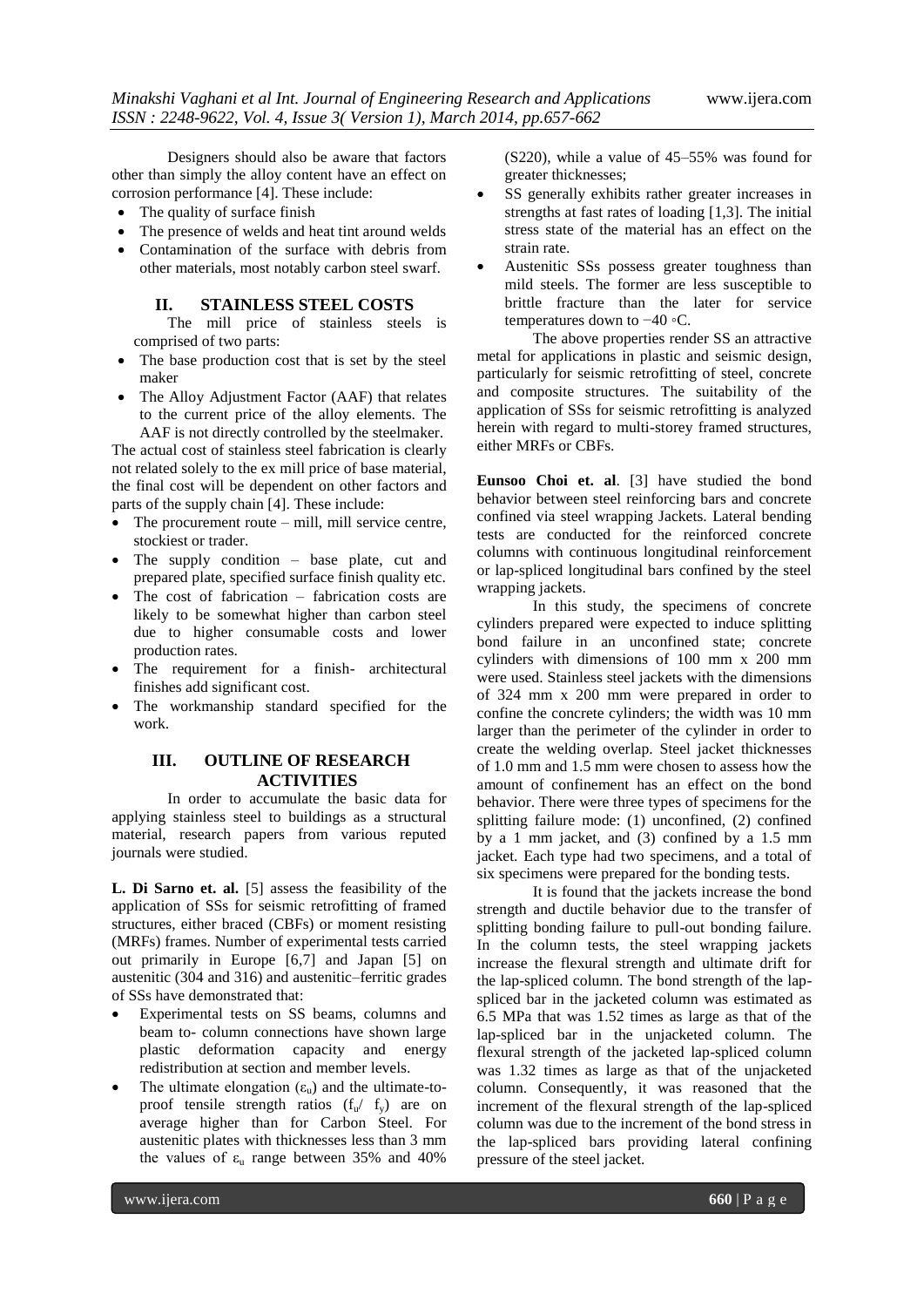Designers should also be aware that factors other than simply the alloy content have an effect on corrosion performance [4]. These include:

- The quality of surface finish
- The presence of welds and heat tint around welds
- Contamination of the surface with debris from other materials, most notably carbon steel swarf.

## II. STAINLESS STEEL COSTS

The mill price of stainless steels is comprised of two parts:

- The base production cost that is set by the steel maker
- The Alloy Adjustment Factor (AAF) that relates to the current price of the alloy elements. The AAF is not directly controlled by the steelmaker.

The actual cost of stainless steel fabrication is clearly not related solely to the ex mill price of base material, the final cost will be dependent on other factors and parts of the supply chain [4]. These include:

- The procurement route – mill, mill service centre, stockiest or trader.
- The supply condition – base plate, cut and prepared plate, specified surface finish quality etc.
- The cost of fabrication – fabrication costs are likely to be somewhat higher than carbon steel due to higher consumable costs and lower production rates.
- The requirement for a finish- architectural finishes add significant cost.
- The workmanship standard specified for the work.

## III. OUTLINE OF RESEARCH ACTIVITIES

In order to accumulate the basic data for applying stainless steel to buildings as a structural material, research papers from various reputed journals were studied.

**L. Di Sarno et. al.** [5] assess the feasibility of the application of SSs for seismic retrofitting of framed structures, either braced (CBFs) or moment resisting (MRFs) frames. Number of experimental tests carried out primarily in Europe [6,7] and Japan [5] on austenitic (304 and 316) and austenitic–ferritic grades of SSs have demonstrated that:

- Experimental tests on SS beams, columns and beam to- column connections have shown large plastic deformation capacity and energy redistribution at section and member levels.
- The ultimate elongation ($\varepsilon_u$) and the ultimate-to-proof tensile strength ratios ($f_u$/ $f_y$) are on average higher than for Carbon Steel. For austenitic plates with thicknesses less than 3 mm the values of $\varepsilon_u$ range between 35% and 40% (S220), while a value of 45–55% was found for greater thicknesses;
- SS generally exhibits rather greater increases in strengths at fast rates of loading [1,3]. The initial stress state of the material has an effect on the strain rate.
- Austenitic SSs possess greater toughness than mild steels. The former are less susceptible to brittle fracture than the later for service temperatures down to −40 ◦C.

The above properties render SS an attractive metal for applications in plastic and seismic design, particularly for seismic retrofitting of steel, concrete and composite structures. The suitability of the application of SSs for seismic retrofitting is analyzed herein with regard to multi-storey framed structures, either MRFs or CBFs.

**Eunsoo Choi et. al**. [3] have studied the bond behavior between steel reinforcing bars and concrete confined via steel wrapping Jackets. Lateral bending tests are conducted for the reinforced concrete columns with continuous longitudinal reinforcement or lap-spliced longitudinal bars confined by the steel wrapping jackets.

In this study, the specimens of concrete cylinders prepared were expected to induce splitting bond failure in an unconfined state; concrete cylinders with dimensions of 100 mm x 200 mm were used. Stainless steel jackets with the dimensions of 324 mm x 200 mm were prepared in order to confine the concrete cylinders; the width was 10 mm larger than the perimeter of the cylinder in order to create the welding overlap. Steel jacket thicknesses of 1.0 mm and 1.5 mm were chosen to assess how the amount of confinement has an effect on the bond behavior. There were three types of specimens for the splitting failure mode: (1) unconfined, (2) confined by a 1 mm jacket, and (3) confined by a 1.5 mm jacket. Each type had two specimens, and a total of six specimens were prepared for the bonding tests.

It is found that the jackets increase the bond strength and ductile behavior due to the transfer of splitting bonding failure to pull-out bonding failure. In the column tests, the steel wrapping jackets increase the flexural strength and ultimate drift for the lap-spliced column. The bond strength of the lap-spliced bar in the jacketed column was estimated as 6.5 MPa that was 1.52 times as large as that of the lap-spliced bar in the unjacketed column. The flexural strength of the jacketed lap-spliced column was 1.32 times as large as that of the unjacketed column. Consequently, it was reasoned that the increment of the flexural strength of the lap-spliced column was due to the increment of the bond stress in the lap-spliced bars providing lateral confining pressure of the steel jacket.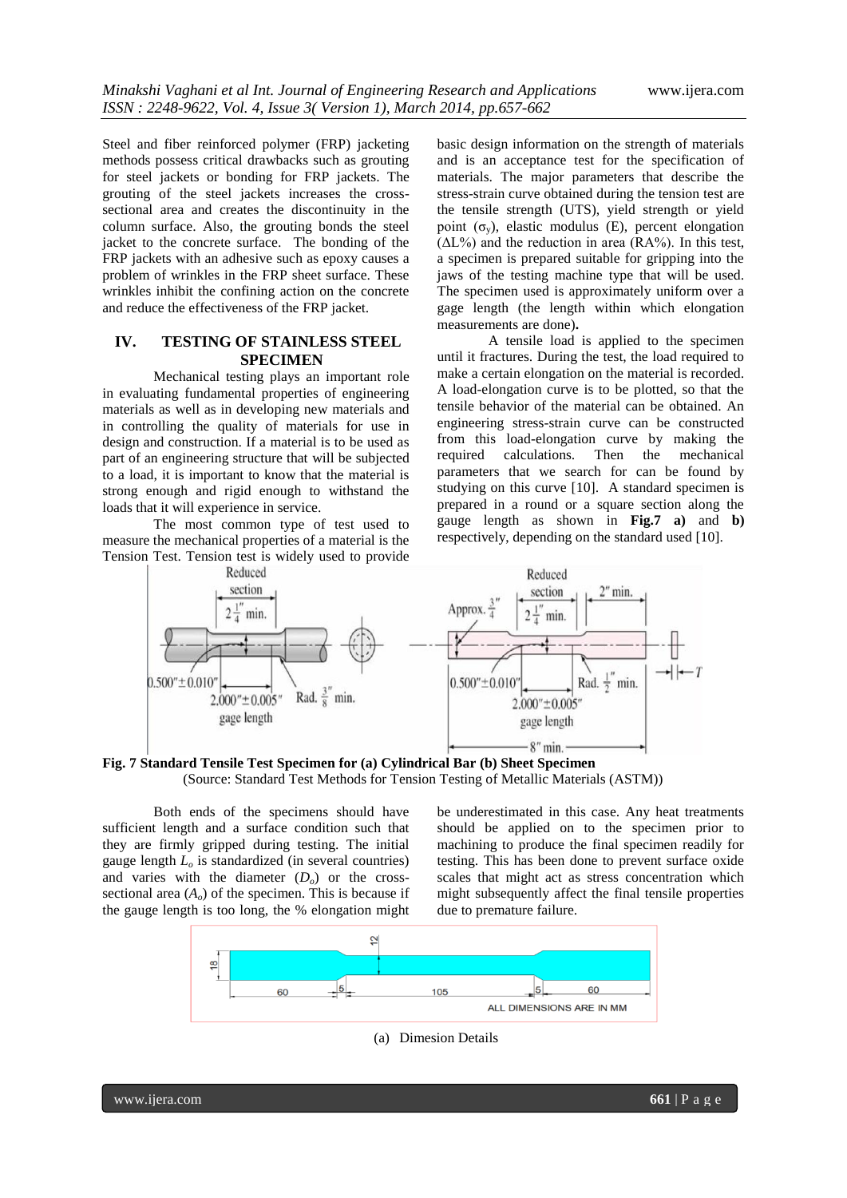Steel and fiber reinforced polymer (FRP) jacketing methods possess critical drawbacks such as grouting for steel jackets or bonding for FRP jackets. The grouting of the steel jackets increases the cross-sectional area and creates the discontinuity in the column surface. Also, the grouting bonds the steel jacket to the concrete surface. The bonding of the FRP jackets with an adhesive such as epoxy causes a problem of wrinkles in the FRP sheet surface. These wrinkles inhibit the confining action on the concrete and reduce the effectiveness of the FRP jacket.

## IV. TESTING OF STAINLESS STEEL SPECIMEN

Mechanical testing plays an important role in evaluating fundamental properties of engineering materials as well as in developing new materials and in controlling the quality of materials for use in design and construction. If a material is to be used as part of an engineering structure that will be subjected to a load, it is important to know that the material is strong enough and rigid enough to withstand the loads that it will experience in service.

The most common type of test used to measure the mechanical properties of a material is the Tension Test. Tension test is widely used to provide basic design information on the strength of materials and is an acceptance test for the specification of materials. The major parameters that describe the stress-strain curve obtained during the tension test are the tensile strength (UTS), yield strength or yield point ($\sigma_y$), elastic modulus (E), percent elongation ($\Delta L\%$) and the reduction in area (RA%). In this test, a specimen is prepared suitable for gripping into the jaws of the testing machine type that will be used. The specimen used is approximately uniform over a gage length (the length within which elongation measurements are done)**.**

A tensile load is applied to the specimen until it fractures. During the test, the load required to make a certain elongation on the material is recorded. A load-elongation curve is to be plotted, so that the tensile behavior of the material can be obtained. An engineering stress-strain curve can be constructed from this load-elongation curve by making the required calculations. Then the mechanical parameters that we search for can be found by studying on this curve [10]. A standard specimen is prepared in a round or a square section along the gauge length as shown in **Fig.7 a)** and **b)** respectively, depending on the standard used [10].

**Fig. 7 Standard Tensile Test Specimen for (a) Cylindrical Bar (b) Sheet Specimen**
(Source: Standard Test Methods for Tension Testing of Metallic Materials (ASTM))

Both ends of the specimens should have sufficient length and a surface condition such that they are firmly gripped during testing. The initial gauge length $L_o$ is standardized (in several countries) and varies with the diameter ($D_o$) or the cross-sectional area ($A_o$) of the specimen. This is because if the gauge length is too long, the % elongation might be underestimated in this case. Any heat treatments should be applied on to the specimen prior to machining to produce the final specimen readily for testing. This has been done to prevent surface oxide scales that might act as stress concentration which might subsequently affect the final tensile properties due to premature failure.

(a) Dimesion Details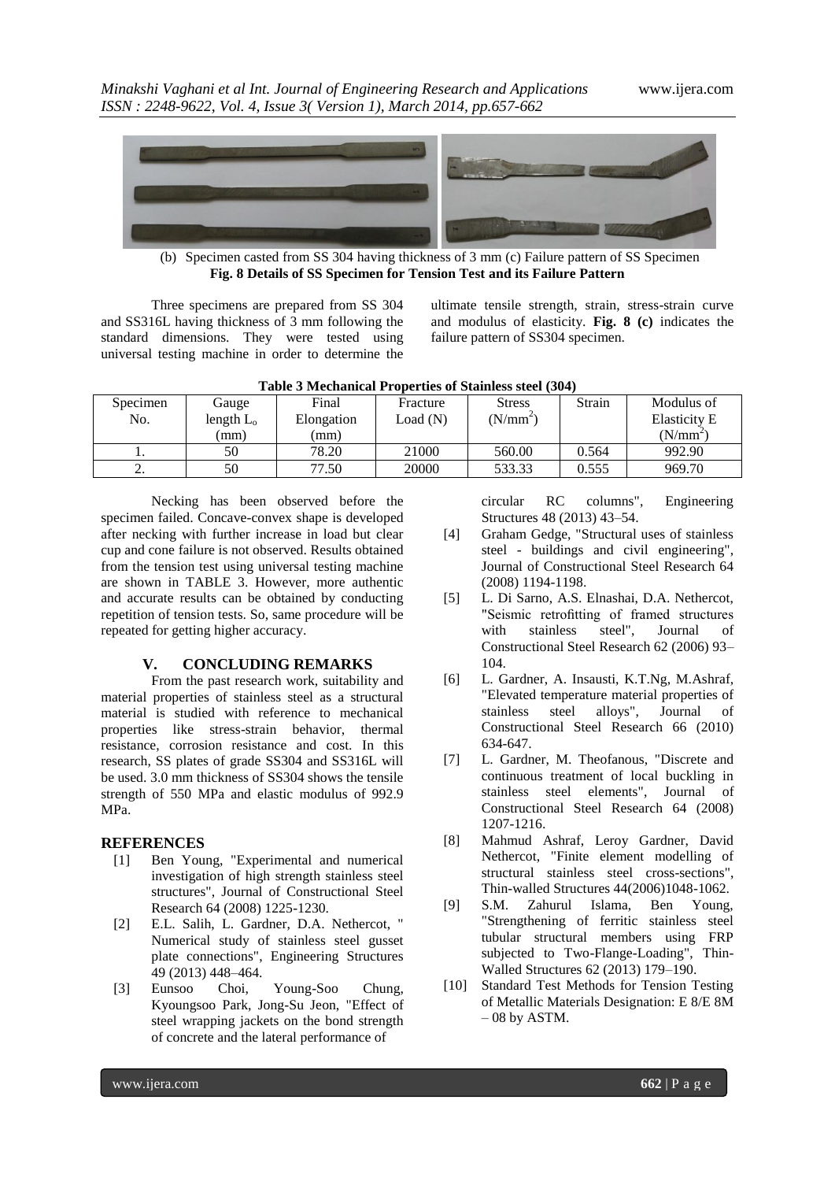(b) Specimen casted from SS 304 having thickness of 3 mm (c) Failure pattern of SS Specimen

**Fig. 8 Details of SS Specimen for Tension Test and its Failure Pattern**

Three specimens are prepared from SS 304 and SS316L having thickness of 3 mm following the standard dimensions. They were tested using universal testing machine in order to determine the ultimate tensile strength, strain, stress-strain curve and modulus of elasticity. **Fig. 8 (c)** indicates the failure pattern of SS304 specimen.

**Table 3 Mechanical Properties of Stainless steel (304)**

| Specimen No. | Gauge length $L_o$ (mm) | Final Elongation (mm) | Fracture Load (N) | Stress ($N/mm^2$) | Strain | Modulus of Elasticity E ($N/mm^2$) |
|---|---|---|---|---|---|---|
| 1. | 50 | 78.20 | 21000 | 560.00 | 0.564 | 992.90 |
| 2. | 50 | 77.50 | 20000 | 533.33 | 0.555 | 969.70 |

Necking has been observed before the specimen failed. Concave-convex shape is developed after necking with further increase in load but clear cup and cone failure is not observed. Results obtained from the tension test using universal testing machine are shown in TABLE 3. However, more authentic and accurate results can be obtained by conducting repetition of tension tests. So, same procedure will be repeated for getting higher accuracy.

## V. CONCLUDING REMARKS

From the past research work, suitability and material properties of stainless steel as a structural material is studied with reference to mechanical properties like stress-strain behavior, thermal resistance, corrosion resistance and cost. In this research, SS plates of grade SS304 and SS316L will be used. 3.0 mm thickness of SS304 shows the tensile strength of 550 MPa and elastic modulus of 992.9 MPa.

## REFERENCES

[1] Ben Young, "Experimental and numerical investigation of high strength stainless steel structures", Journal of Constructional Steel Research 64 (2008) 1225-1230.

[2] E.L. Salih, L. Gardner, D.A. Nethercot, " Numerical study of stainless steel gusset plate connections", Engineering Structures 49 (2013) 448–464.

[3] Eunsoo Choi, Young-Soo Chung, Kyoungsoo Park, Jong-Su Jeon, "Effect of steel wrapping jackets on the bond strength of concrete and the lateral performance of circular RC columns", Engineering Structures 48 (2013) 43–54.

[4] Graham Gedge, "Structural uses of stainless steel - buildings and civil engineering", Journal of Constructional Steel Research 64 (2008) 1194-1198.

[5] L. Di Sarno, A.S. Elnashai, D.A. Nethercot, "Seismic retrofitting of framed structures with stainless steel", Journal of Constructional Steel Research 62 (2006) 93–104.

[6] L. Gardner, A. Insausti, K.T.Ng, M.Ashraf, "Elevated temperature material properties of stainless steel alloys", Journal of Constructional Steel Research 66 (2010) 634-647.

[7] L. Gardner, M. Theofanous, "Discrete and continuous treatment of local buckling in stainless steel elements", Journal of Constructional Steel Research 64 (2008) 1207-1216.

[8] Mahmud Ashraf, Leroy Gardner, David Nethercot, "Finite element modelling of structural stainless steel cross-sections", Thin-walled Structures 44(2006)1048-1062.

[9] S.M. Zahurul Islama, Ben Young, "Strengthening of ferritic stainless steel tubular structural members using FRP subjected to Two-Flange-Loading", Thin-Walled Structures 62 (2013) 179–190.

[10] Standard Test Methods for Tension Testing of Metallic Materials Designation: E 8/E 8M – 08 by ASTM.